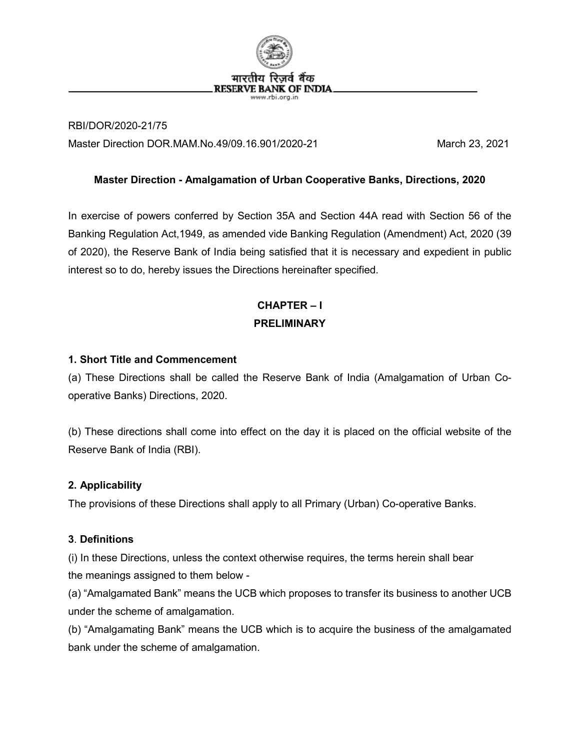भारतीय रिज़र्व बैंक
RESERVE BANK OF INDIA
www.rbi.org.in

RBI/DOR/2020-21/75

Master Direction DOR.MAM.No.49/09.16.901/2020-21 March 23, 2021

**Master Direction - Amalgamation of Urban Cooperative Banks, Directions, 2020**

In exercise of powers conferred by Section 35A and Section 44A read with Section 56 of the Banking Regulation Act,1949, as amended vide Banking Regulation (Amendment) Act, 2020 (39 of 2020), the Reserve Bank of India being satisfied that it is necessary and expedient in public interest so to do, hereby issues the Directions hereinafter specified.

## CHAPTER – I
## PRELIMINARY

### 1. Short Title and Commencement

(a) These Directions shall be called the Reserve Bank of India (Amalgamation of Urban Co-operative Banks) Directions, 2020.

(b) These directions shall come into effect on the day it is placed on the official website of the Reserve Bank of India (RBI).

### 2. Applicability

The provisions of these Directions shall apply to all Primary (Urban) Co-operative Banks.

### 3. Definitions

(i) In these Directions, unless the context otherwise requires, the terms herein shall bear the meanings assigned to them below -

(a) "Amalgamated Bank" means the UCB which proposes to transfer its business to another UCB under the scheme of amalgamation.

(b) "Amalgamating Bank" means the UCB which is to acquire the business of the amalgamated bank under the scheme of amalgamation.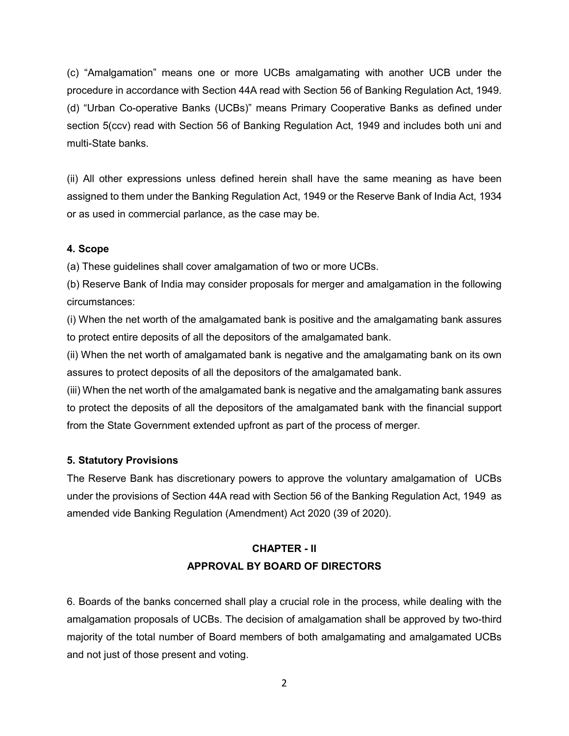(c) "Amalgamation" means one or more UCBs amalgamating with another UCB under the procedure in accordance with Section 44A read with Section 56 of Banking Regulation Act, 1949.

(d) "Urban Co-operative Banks (UCBs)" means Primary Cooperative Banks as defined under section 5(ccv) read with Section 56 of Banking Regulation Act, 1949 and includes both uni and multi-State banks.

(ii) All other expressions unless defined herein shall have the same meaning as have been assigned to them under the Banking Regulation Act, 1949 or the Reserve Bank of India Act, 1934 or as used in commercial parlance, as the case may be.

**4. Scope**

(a) These guidelines shall cover amalgamation of two or more UCBs.

(b) Reserve Bank of India may consider proposals for merger and amalgamation in the following circumstances:

(i) When the net worth of the amalgamated bank is positive and the amalgamating bank assures to protect entire deposits of all the depositors of the amalgamated bank.

(ii) When the net worth of amalgamated bank is negative and the amalgamating bank on its own assures to protect deposits of all the depositors of the amalgamated bank.

(iii) When the net worth of the amalgamated bank is negative and the amalgamating bank assures to protect the deposits of all the depositors of the amalgamated bank with the financial support from the State Government extended upfront as part of the process of merger.

**5. Statutory Provisions**

The Reserve Bank has discretionary powers to approve the voluntary amalgamation of UCBs under the provisions of Section 44A read with Section 56 of the Banking Regulation Act, 1949 as amended vide Banking Regulation (Amendment) Act 2020 (39 of 2020).

## CHAPTER - II
## APPROVAL BY BOARD OF DIRECTORS

6. Boards of the banks concerned shall play a crucial role in the process, while dealing with the amalgamation proposals of UCBs. The decision of amalgamation shall be approved by two-third majority of the total number of Board members of both amalgamating and amalgamated UCBs and not just of those present and voting.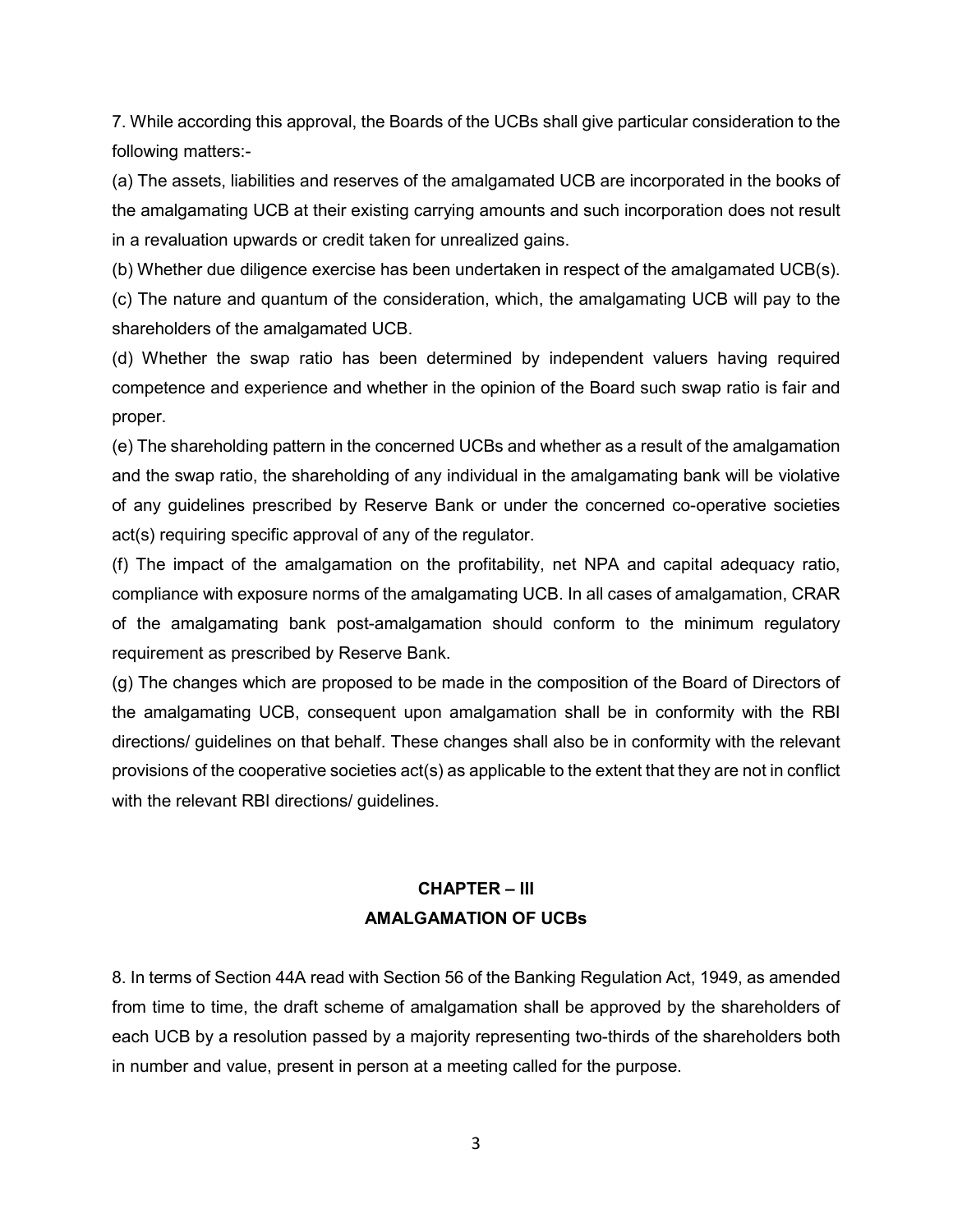7. While according this approval, the Boards of the UCBs shall give particular consideration to the following matters:-

(a) The assets, liabilities and reserves of the amalgamated UCB are incorporated in the books of the amalgamating UCB at their existing carrying amounts and such incorporation does not result in a revaluation upwards or credit taken for unrealized gains.

(b) Whether due diligence exercise has been undertaken in respect of the amalgamated UCB(s).

(c) The nature and quantum of the consideration, which, the amalgamating UCB will pay to the shareholders of the amalgamated UCB.

(d) Whether the swap ratio has been determined by independent valuers having required competence and experience and whether in the opinion of the Board such swap ratio is fair and proper.

(e) The shareholding pattern in the concerned UCBs and whether as a result of the amalgamation and the swap ratio, the shareholding of any individual in the amalgamating bank will be violative of any guidelines prescribed by Reserve Bank or under the concerned co-operative societies act(s) requiring specific approval of any of the regulator.

(f) The impact of the amalgamation on the profitability, net NPA and capital adequacy ratio, compliance with exposure norms of the amalgamating UCB. In all cases of amalgamation, CRAR of the amalgamating bank post-amalgamation should conform to the minimum regulatory requirement as prescribed by Reserve Bank.

(g) The changes which are proposed to be made in the composition of the Board of Directors of the amalgamating UCB, consequent upon amalgamation shall be in conformity with the RBI directions/ guidelines on that behalf. These changes shall also be in conformity with the relevant provisions of the cooperative societies act(s) as applicable to the extent that they are not in conflict with the relevant RBI directions/ guidelines.

## CHAPTER – III
## AMALGAMATION OF UCBs

8. In terms of Section 44A read with Section 56 of the Banking Regulation Act, 1949, as amended from time to time, the draft scheme of amalgamation shall be approved by the shareholders of each UCB by a resolution passed by a majority representing two-thirds of the shareholders both in number and value, present in person at a meeting called for the purpose.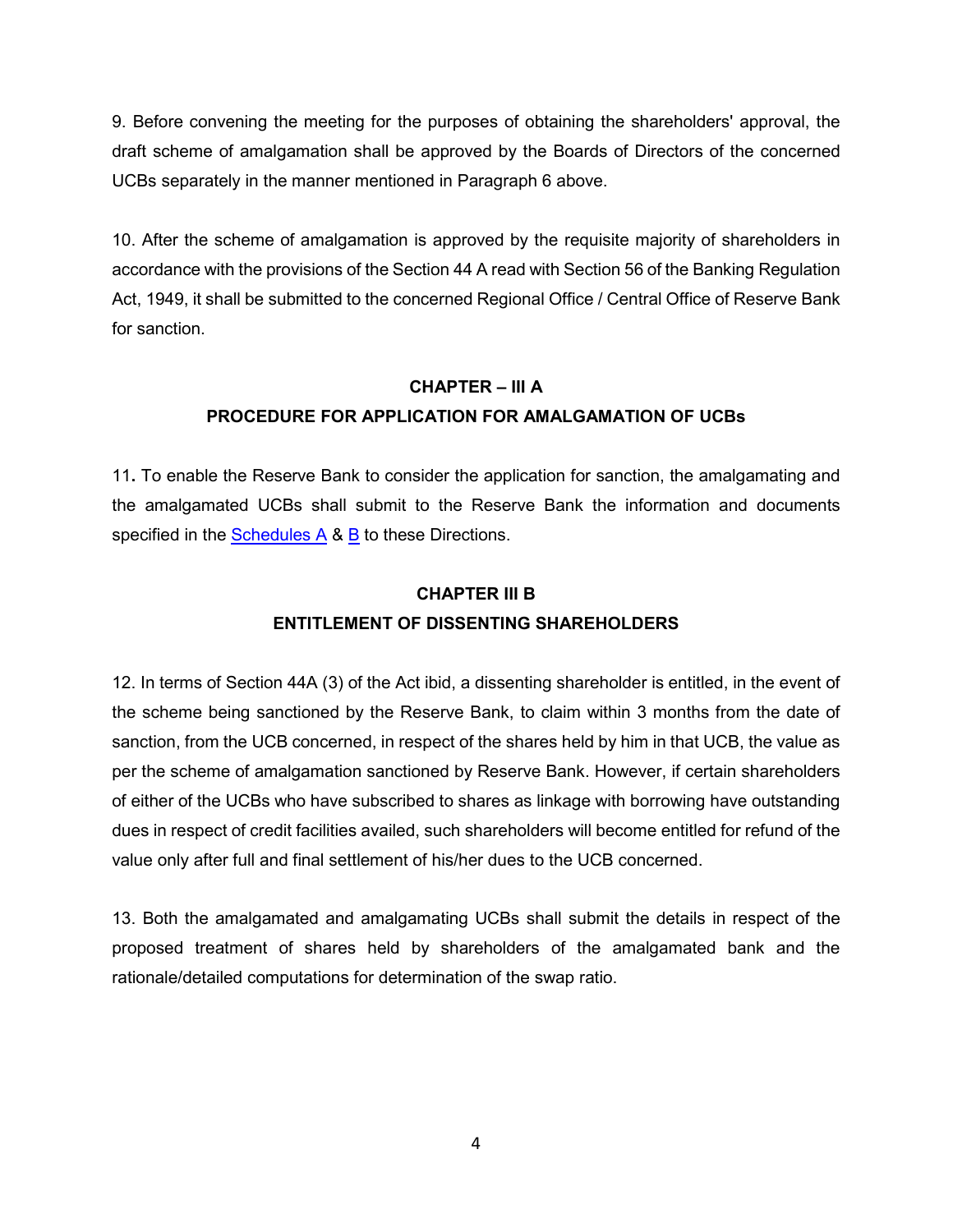9. Before convening the meeting for the purposes of obtaining the shareholders' approval, the draft scheme of amalgamation shall be approved by the Boards of Directors of the concerned UCBs separately in the manner mentioned in Paragraph 6 above.

10. After the scheme of amalgamation is approved by the requisite majority of shareholders in accordance with the provisions of the Section 44 A read with Section 56 of the Banking Regulation Act, 1949, it shall be submitted to the concerned Regional Office / Central Office of Reserve Bank for sanction.

## CHAPTER – III A

## PROCEDURE FOR APPLICATION FOR AMALGAMATION OF UCBs

11**.** To enable the Reserve Bank to consider the application for sanction, the amalgamating and the amalgamated UCBs shall submit to the Reserve Bank the information and documents specified in the Schedules A & B to these Directions.

## CHAPTER III B

## ENTITLEMENT OF DISSENTING SHAREHOLDERS

12. In terms of Section 44A (3) of the Act ibid, a dissenting shareholder is entitled, in the event of the scheme being sanctioned by the Reserve Bank, to claim within 3 months from the date of sanction, from the UCB concerned, in respect of the shares held by him in that UCB, the value as per the scheme of amalgamation sanctioned by Reserve Bank. However, if certain shareholders of either of the UCBs who have subscribed to shares as linkage with borrowing have outstanding dues in respect of credit facilities availed, such shareholders will become entitled for refund of the value only after full and final settlement of his/her dues to the UCB concerned.

13. Both the amalgamated and amalgamating UCBs shall submit the details in respect of the proposed treatment of shares held by shareholders of the amalgamated bank and the rationale/detailed computations for determination of the swap ratio.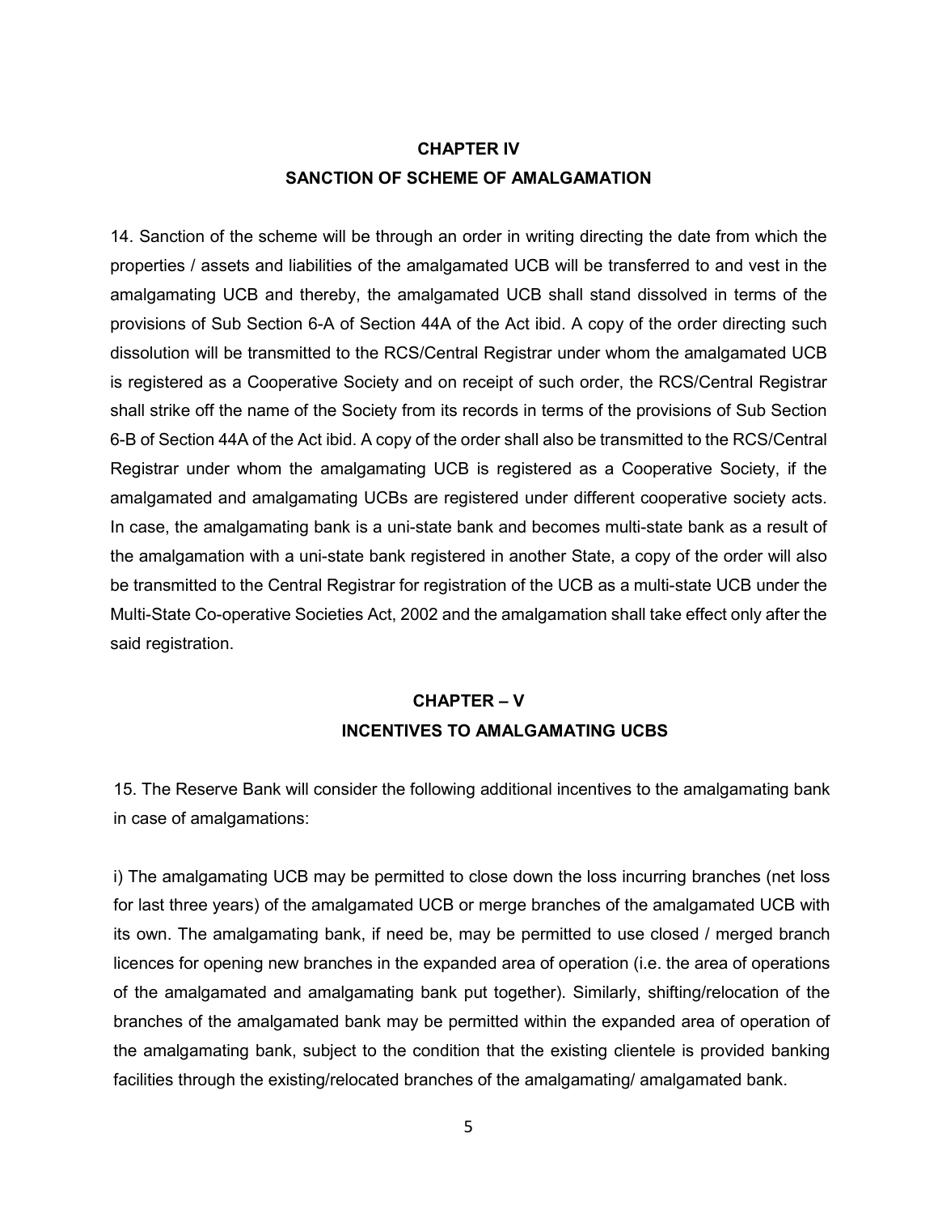## CHAPTER IV
## SANCTION OF SCHEME OF AMALGAMATION

14. Sanction of the scheme will be through an order in writing directing the date from which the properties / assets and liabilities of the amalgamated UCB will be transferred to and vest in the amalgamating UCB and thereby, the amalgamated UCB shall stand dissolved in terms of the provisions of Sub Section 6-A of Section 44A of the Act ibid. A copy of the order directing such dissolution will be transmitted to the RCS/Central Registrar under whom the amalgamated UCB is registered as a Cooperative Society and on receipt of such order, the RCS/Central Registrar shall strike off the name of the Society from its records in terms of the provisions of Sub Section 6-B of Section 44A of the Act ibid. A copy of the order shall also be transmitted to the RCS/Central Registrar under whom the amalgamating UCB is registered as a Cooperative Society, if the amalgamated and amalgamating UCBs are registered under different cooperative society acts. In case, the amalgamating bank is a uni-state bank and becomes multi-state bank as a result of the amalgamation with a uni-state bank registered in another State, a copy of the order will also be transmitted to the Central Registrar for registration of the UCB as a multi-state UCB under the Multi-State Co-operative Societies Act, 2002 and the amalgamation shall take effect only after the said registration.

## CHAPTER – V
## INCENTIVES TO AMALGAMATING UCBS

15. The Reserve Bank will consider the following additional incentives to the amalgamating bank in case of amalgamations:

i) The amalgamating UCB may be permitted to close down the loss incurring branches (net loss for last three years) of the amalgamated UCB or merge branches of the amalgamated UCB with its own. The amalgamating bank, if need be, may be permitted to use closed / merged branch licences for opening new branches in the expanded area of operation (i.e. the area of operations of the amalgamated and amalgamating bank put together). Similarly, shifting/relocation of the branches of the amalgamated bank may be permitted within the expanded area of operation of the amalgamating bank, subject to the condition that the existing clientele is provided banking facilities through the existing/relocated branches of the amalgamating/ amalgamated bank.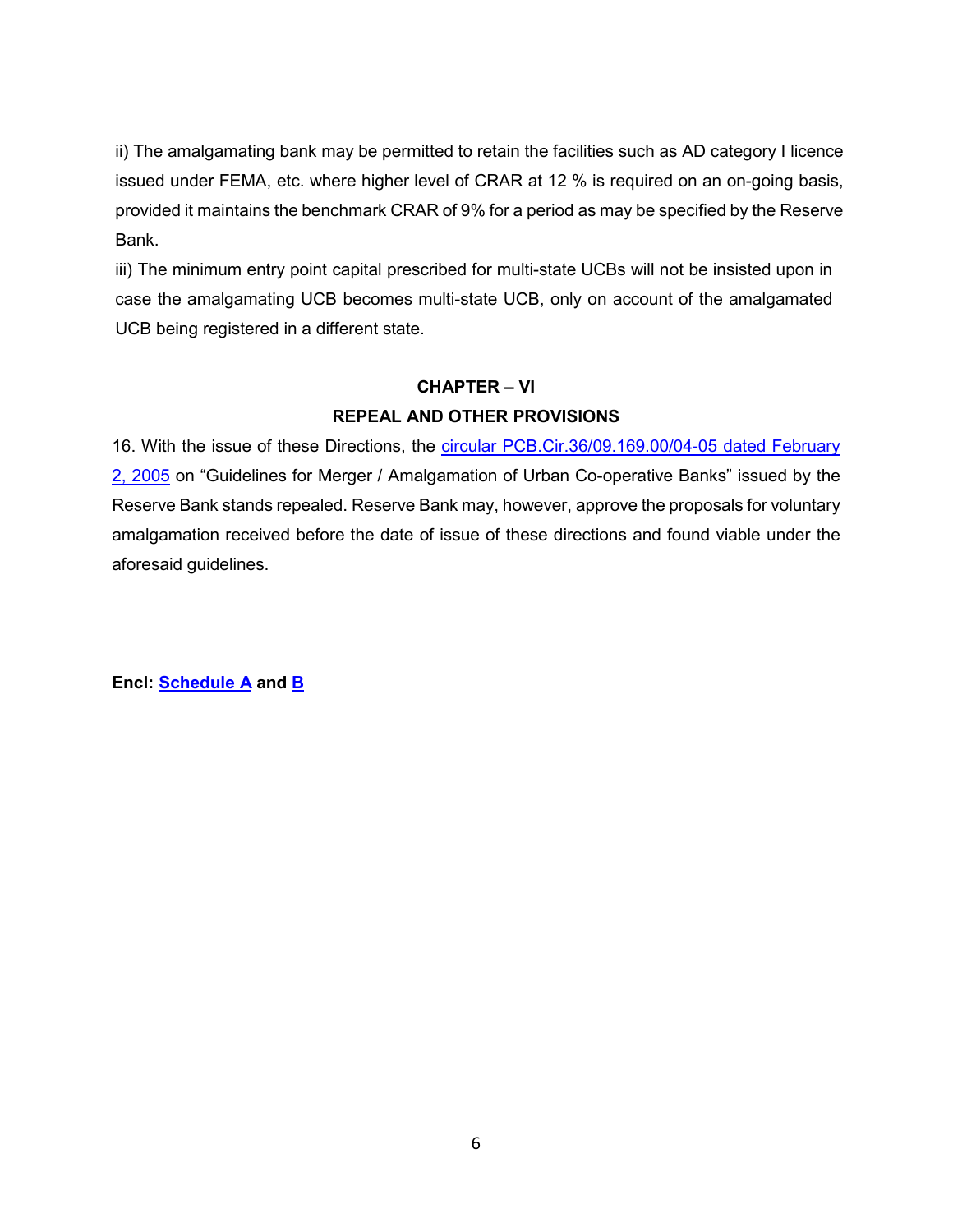ii) The amalgamating bank may be permitted to retain the facilities such as AD category I licence issued under FEMA, etc. where higher level of CRAR at 12 % is required on an on-going basis, provided it maintains the benchmark CRAR of 9% for a period as may be specified by the Reserve Bank.

iii) The minimum entry point capital prescribed for multi-state UCBs will not be insisted upon in case the amalgamating UCB becomes multi-state UCB, only on account of the amalgamated UCB being registered in a different state.

## CHAPTER – VI

## REPEAL AND OTHER PROVISIONS

16. With the issue of these Directions, the circular PCB.Cir.36/09.169.00/04-05 dated February 2, 2005 on "Guidelines for Merger / Amalgamation of Urban Co-operative Banks" issued by the Reserve Bank stands repealed. Reserve Bank may, however, approve the proposals for voluntary amalgamation received before the date of issue of these directions and found viable under the aforesaid guidelines.

**Encl: Schedule A and B**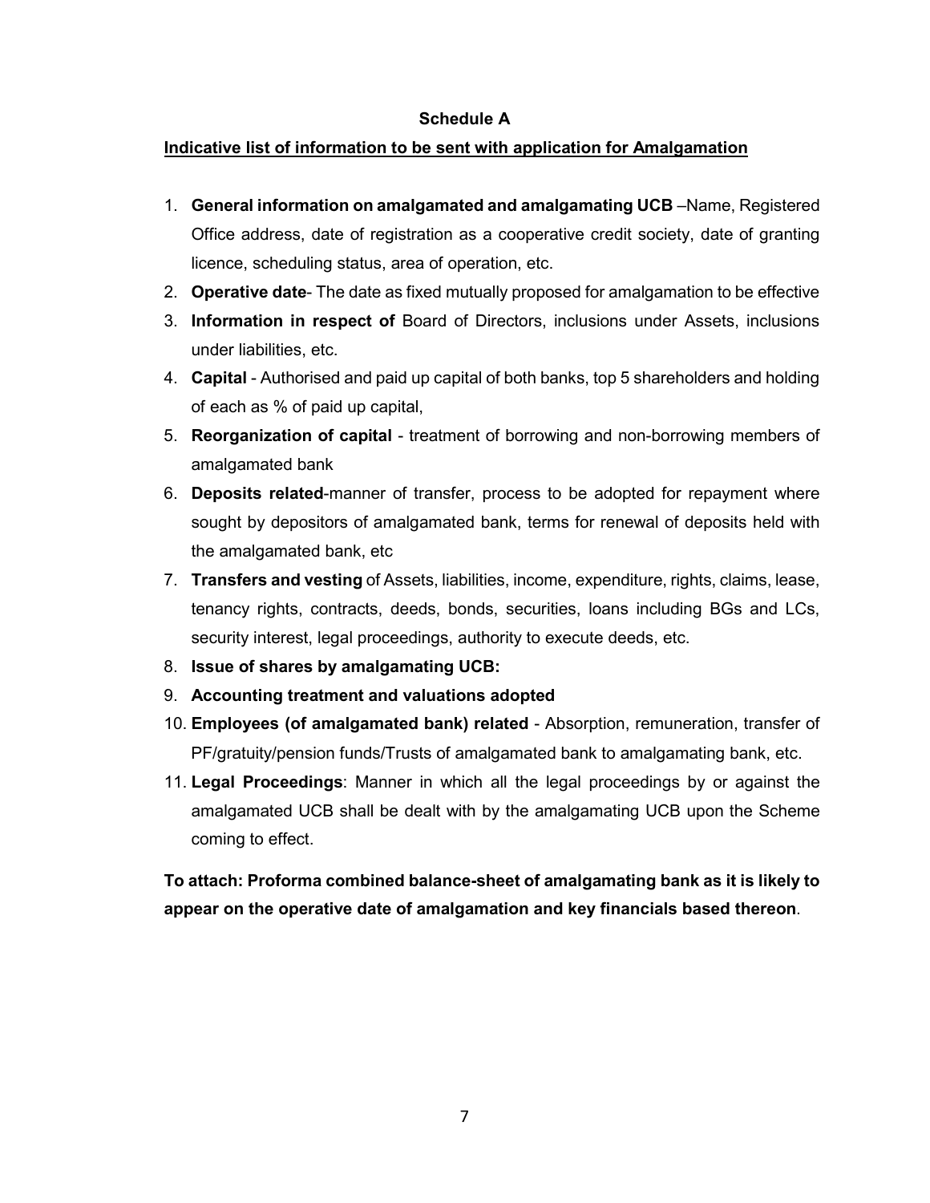## Schedule A

**<u>Indicative list of information to be sent with application for Amalgamation</u>**

1. **General information on amalgamated and amalgamating UCB** –Name, Registered Office address, date of registration as a cooperative credit society, date of granting licence, scheduling status, area of operation, etc.
2. **Operative date**- The date as fixed mutually proposed for amalgamation to be effective
3. **Information in respect of** Board of Directors, inclusions under Assets, inclusions under liabilities, etc.
4. **Capital** - Authorised and paid up capital of both banks, top 5 shareholders and holding of each as % of paid up capital,
5. **Reorganization of capital** - treatment of borrowing and non-borrowing members of amalgamated bank
6. **Deposits related**-manner of transfer, process to be adopted for repayment where sought by depositors of amalgamated bank, terms for renewal of deposits held with the amalgamated bank, etc
7. **Transfers and vesting** of Assets, liabilities, income, expenditure, rights, claims, lease, tenancy rights, contracts, deeds, bonds, securities, loans including BGs and LCs, security interest, legal proceedings, authority to execute deeds, etc.
8. **Issue of shares by amalgamating UCB:**
9. **Accounting treatment and valuations adopted**
10. **Employees (of amalgamated bank) related** - Absorption, remuneration, transfer of PF/gratuity/pension funds/Trusts of amalgamated bank to amalgamating bank, etc.
11. **Legal Proceedings**: Manner in which all the legal proceedings by or against the amalgamated UCB shall be dealt with by the amalgamating UCB upon the Scheme coming to effect.

**To attach: Proforma combined balance-sheet of amalgamating bank as it is likely to appear on the operative date of amalgamation and key financials based thereon**.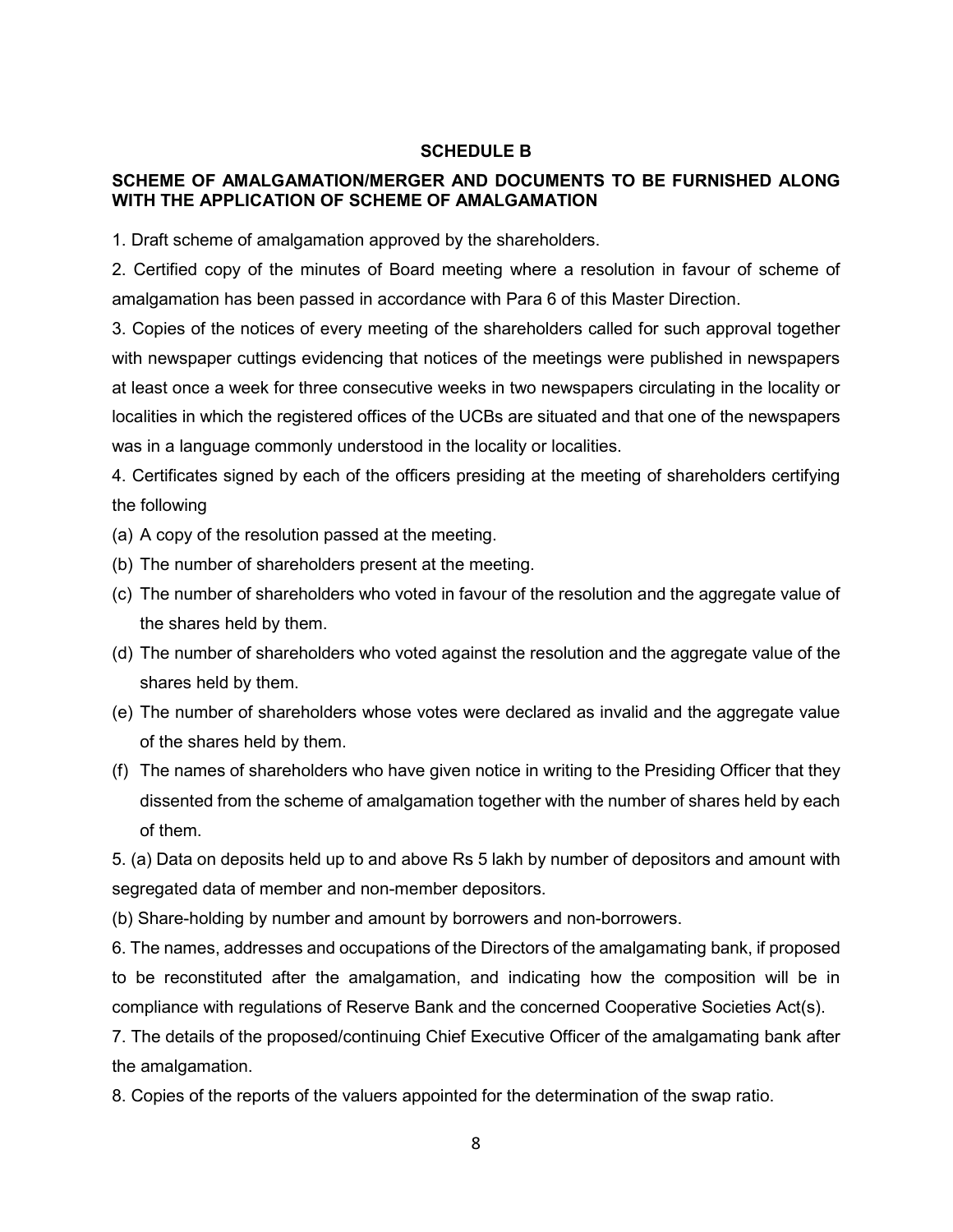## SCHEDULE B

### SCHEME OF AMALGAMATION/MERGER AND DOCUMENTS TO BE FURNISHED ALONG WITH THE APPLICATION OF SCHEME OF AMALGAMATION

1. Draft scheme of amalgamation approved by the shareholders.

2. Certified copy of the minutes of Board meeting where a resolution in favour of scheme of amalgamation has been passed in accordance with Para 6 of this Master Direction.

3. Copies of the notices of every meeting of the shareholders called for such approval together with newspaper cuttings evidencing that notices of the meetings were published in newspapers at least once a week for three consecutive weeks in two newspapers circulating in the locality or localities in which the registered offices of the UCBs are situated and that one of the newspapers was in a language commonly understood in the locality or localities.

4. Certificates signed by each of the officers presiding at the meeting of shareholders certifying the following

(a) A copy of the resolution passed at the meeting.

(b) The number of shareholders present at the meeting.

(c) The number of shareholders who voted in favour of the resolution and the aggregate value of the shares held by them.

(d) The number of shareholders who voted against the resolution and the aggregate value of the shares held by them.

(e) The number of shareholders whose votes were declared as invalid and the aggregate value of the shares held by them.

(f) The names of shareholders who have given notice in writing to the Presiding Officer that they dissented from the scheme of amalgamation together with the number of shares held by each of them.

5. (a) Data on deposits held up to and above Rs 5 lakh by number of depositors and amount with segregated data of member and non-member depositors.

(b) Share-holding by number and amount by borrowers and non-borrowers.

6. The names, addresses and occupations of the Directors of the amalgamating bank, if proposed to be reconstituted after the amalgamation, and indicating how the composition will be in compliance with regulations of Reserve Bank and the concerned Cooperative Societies Act(s).

7. The details of the proposed/continuing Chief Executive Officer of the amalgamating bank after the amalgamation.

8. Copies of the reports of the valuers appointed for the determination of the swap ratio.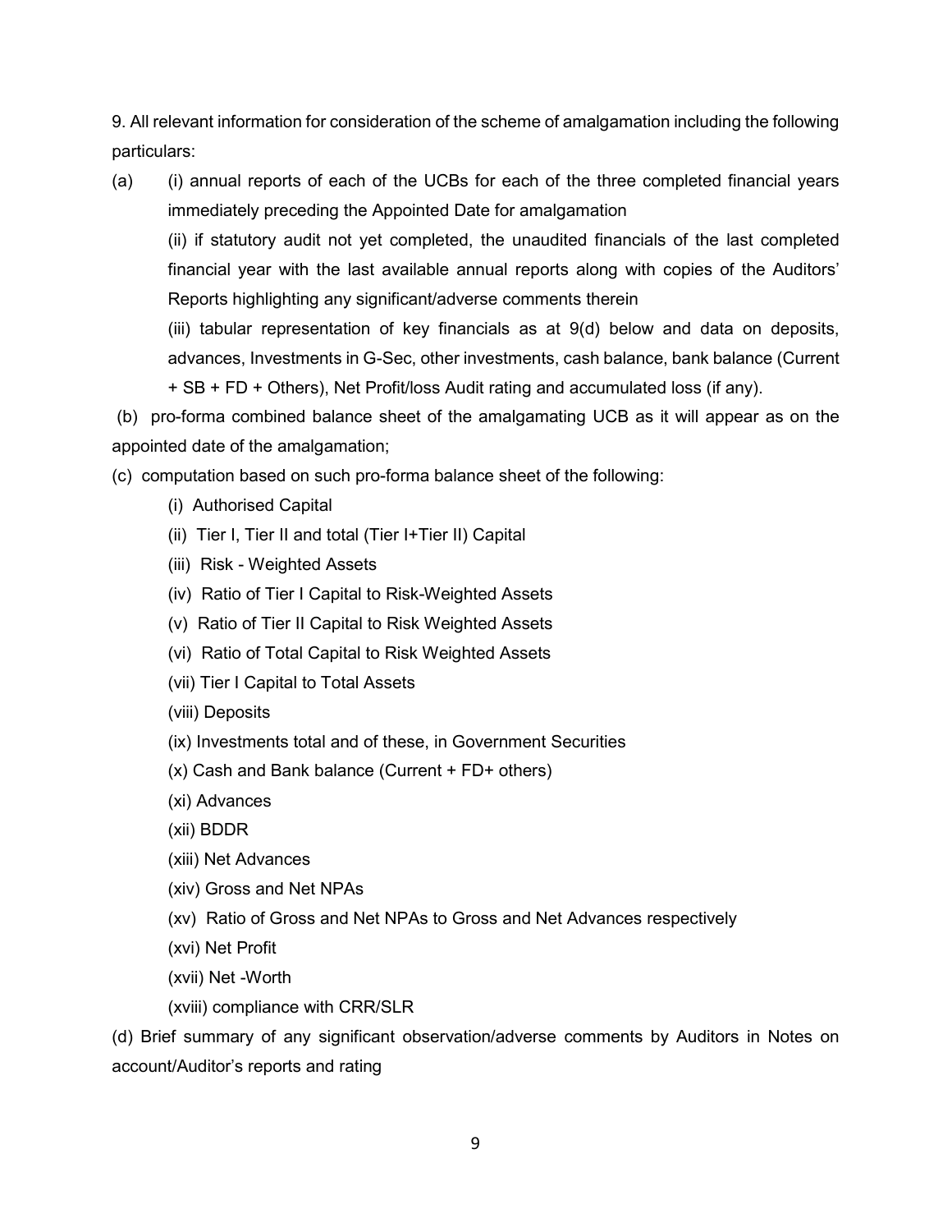9. All relevant information for consideration of the scheme of amalgamation including the following particulars:

(a) (i) annual reports of each of the UCBs for each of the three completed financial years immediately preceding the Appointed Date for amalgamation

(ii) if statutory audit not yet completed, the unaudited financials of the last completed financial year with the last available annual reports along with copies of the Auditors' Reports highlighting any significant/adverse comments therein

(iii) tabular representation of key financials as at 9(d) below and data on deposits, advances, Investments in G-Sec, other investments, cash balance, bank balance (Current + SB + FD + Others), Net Profit/loss Audit rating and accumulated loss (if any).

(b) pro-forma combined balance sheet of the amalgamating UCB as it will appear as on the appointed date of the amalgamation;

(c) computation based on such pro-forma balance sheet of the following:

- (i) Authorised Capital
- (ii) Tier I, Tier II and total (Tier I+Tier II) Capital
- (iii) Risk - Weighted Assets
- (iv) Ratio of Tier I Capital to Risk-Weighted Assets
- (v) Ratio of Tier II Capital to Risk Weighted Assets
- (vi) Ratio of Total Capital to Risk Weighted Assets
- (vii) Tier I Capital to Total Assets
- (viii) Deposits
- (ix) Investments total and of these, in Government Securities
- (x) Cash and Bank balance (Current + FD+ others)
- (xi) Advances
- (xii) BDDR
- (xiii) Net Advances
- (xiv) Gross and Net NPAs
- (xv) Ratio of Gross and Net NPAs to Gross and Net Advances respectively
- (xvi) Net Profit
- (xvii) Net -Worth
- (xviii) compliance with CRR/SLR

(d) Brief summary of any significant observation/adverse comments by Auditors in Notes on account/Auditor's reports and rating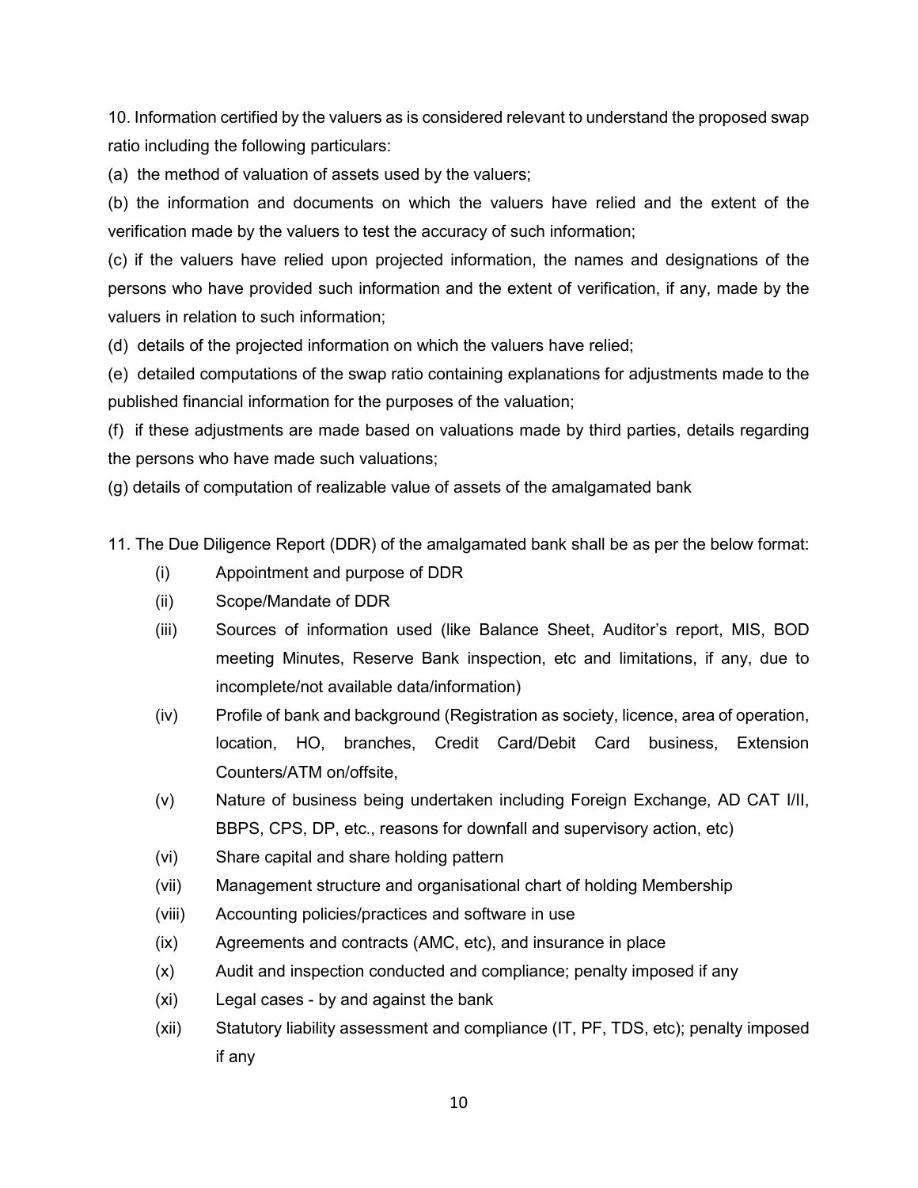10. Information certified by the valuers as is considered relevant to understand the proposed swap ratio including the following particulars:

(a) the method of valuation of assets used by the valuers;

(b) the information and documents on which the valuers have relied and the extent of the verification made by the valuers to test the accuracy of such information;

(c) if the valuers have relied upon projected information, the names and designations of the persons who have provided such information and the extent of verification, if any, made by the valuers in relation to such information;

(d) details of the projected information on which the valuers have relied;

(e) detailed computations of the swap ratio containing explanations for adjustments made to the published financial information for the purposes of the valuation;

(f) if these adjustments are made based on valuations made by third parties, details regarding the persons who have made such valuations;

(g) details of computation of realizable value of assets of the amalgamated bank

11. The Due Diligence Report (DDR) of the amalgamated bank shall be as per the below format:

- (i) Appointment and purpose of DDR
- (ii) Scope/Mandate of DDR
- (iii) Sources of information used (like Balance Sheet, Auditor's report, MIS, BOD meeting Minutes, Reserve Bank inspection, etc and limitations, if any, due to incomplete/not available data/information)
- (iv) Profile of bank and background (Registration as society, licence, area of operation, location, HO, branches, Credit Card/Debit Card business, Extension Counters/ATM on/offsite,
- (v) Nature of business being undertaken including Foreign Exchange, AD CAT I/II, BBPS, CPS, DP, etc., reasons for downfall and supervisory action, etc)
- (vi) Share capital and share holding pattern
- (vii) Management structure and organisational chart of holding Membership
- (viii) Accounting policies/practices and software in use
- (ix) Agreements and contracts (AMC, etc), and insurance in place
- (x) Audit and inspection conducted and compliance; penalty imposed if any
- (xi) Legal cases - by and against the bank
- (xii) Statutory liability assessment and compliance (IT, PF, TDS, etc); penalty imposed if any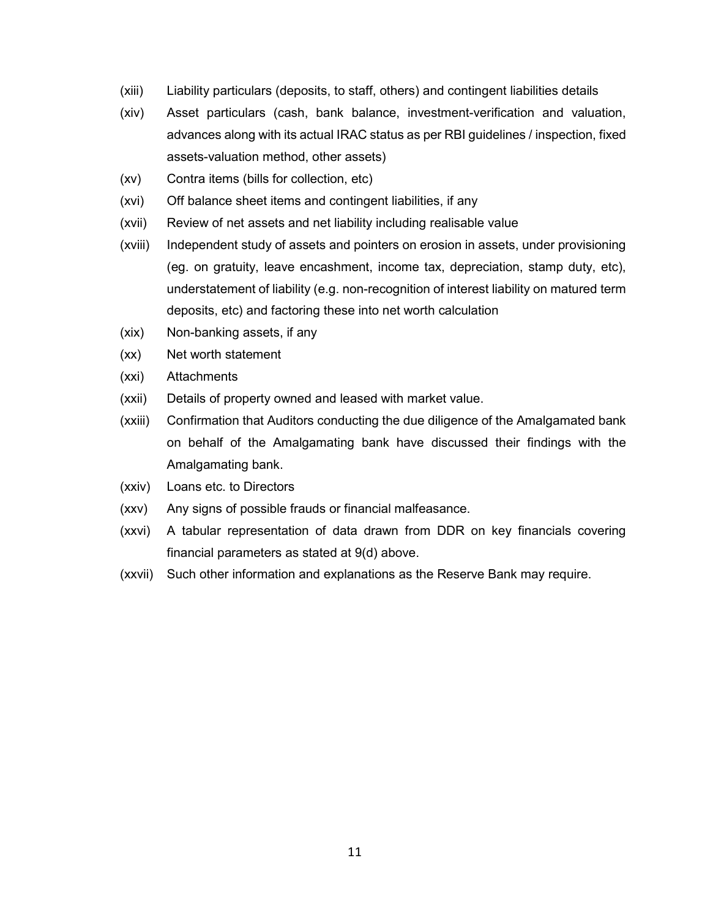(xiii) Liability particulars (deposits, to staff, others) and contingent liabilities details

(xiv) Asset particulars (cash, bank balance, investment-verification and valuation, advances along with its actual IRAC status as per RBI guidelines / inspection, fixed assets-valuation method, other assets)

(xv) Contra items (bills for collection, etc)

(xvi) Off balance sheet items and contingent liabilities, if any

(xvii) Review of net assets and net liability including realisable value

(xviii) Independent study of assets and pointers on erosion in assets, under provisioning (eg. on gratuity, leave encashment, income tax, depreciation, stamp duty, etc), understatement of liability (e.g. non-recognition of interest liability on matured term deposits, etc) and factoring these into net worth calculation

(xix) Non-banking assets, if any

(xx) Net worth statement

(xxi) Attachments

(xxii) Details of property owned and leased with market value.

(xxiii) Confirmation that Auditors conducting the due diligence of the Amalgamated bank on behalf of the Amalgamating bank have discussed their findings with the Amalgamating bank.

(xxiv) Loans etc. to Directors

(xxv) Any signs of possible frauds or financial malfeasance.

(xxvi) A tabular representation of data drawn from DDR on key financials covering financial parameters as stated at 9(d) above.

(xxvii) Such other information and explanations as the Reserve Bank may require.